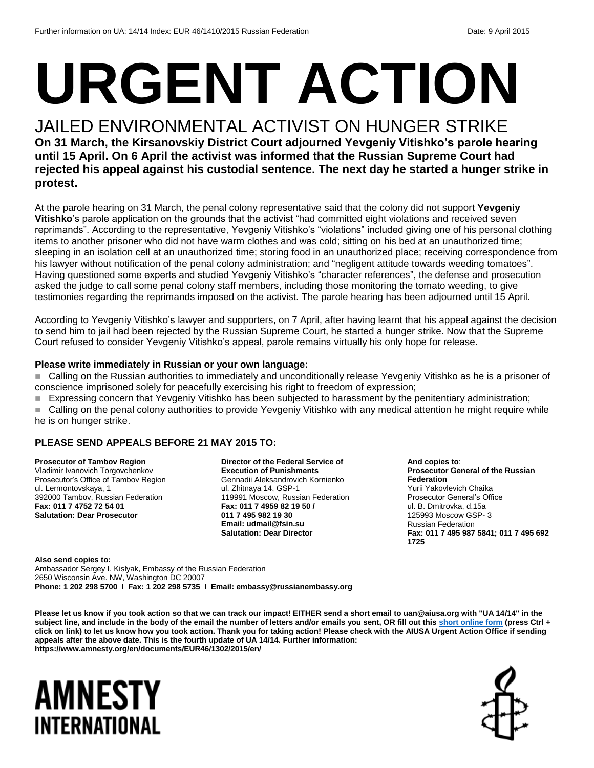Further information on UA: 14/14 Index: EUR 46/1410/2015 Russian Federation Date: 9 April 2015

# URGENT ACTION

## JAILED ENVIRONMENTAL ACTIVIST ON HUNGER STRIKE

**On 31 March, the Kirsanovskiy District Court adjourned Yevgeniy Vitishko's parole hearing until 15 April. On 6 April the activist was informed that the Russian Supreme Court had rejected his appeal against his custodial sentence. The next day he started a hunger strike in protest.**

At the parole hearing on 31 March, the penal colony representative said that the colony did not support **Yevgeniy Vitishko**'s parole application on the grounds that the activist "had committed eight violations and received seven reprimands". According to the representative, Yevgeniy Vitishko's "violations" included giving one of his personal clothing items to another prisoner who did not have warm clothes and was cold; sitting on his bed at an unauthorized time; sleeping in an isolation cell at an unauthorized time; storing food in an unauthorized place; receiving correspondence from his lawyer without notification of the penal colony administration; and "negligent attitude towards weeding tomatoes". Having questioned some experts and studied Yevgeniy Vitishko's "character references", the defense and prosecution asked the judge to call some penal colony staff members, including those monitoring the tomato weeding, to give testimonies regarding the reprimands imposed on the activist. The parole hearing has been adjourned until 15 April.

According to Yevgeniy Vitishko's lawyer and supporters, on 7 April, after having learnt that his appeal against the decision to send him to jail had been rejected by the Russian Supreme Court, he started a hunger strike. Now that the Supreme Court refused to consider Yevgeniy Vitishko's appeal, parole remains virtually his only hope for release.

**Please write immediately in Russian or your own language:**

- Calling on the Russian authorities to immediately and unconditionally release Yevgeniy Vitishko as he is a prisoner of conscience imprisoned solely for peacefully exercising his right to freedom of expression;
- Expressing concern that Yevgeniy Vitishko has been subjected to harassment by the penitentiary administration;
- Calling on the penal colony authorities to provide Yevgeniy Vitishko with any medical attention he might require while he is on hunger strike.

### PLEASE SEND APPEALS BEFORE 21 MAY 2015 TO:

**Prosecutor of Tambov Region**
Vladimir Ivanovich Torgovchenkov
Prosecutor's Office of Tambov Region
ul. Lermontovskaya, 1
392000 Tambov, Russian Federation
**Fax: 011 7 4752 72 54 01**
**Salutation: Dear Prosecutor**

**Director of the Federal Service of Execution of Punishments**
Gennadii Aleksandrovich Kornienko
ul. Zhitnaya 14, GSP-1
119991 Moscow, Russian Federation
**Fax: 011 7 4959 82 19 50 / 011 7 495 982 19 30**
**Email: udmail@fsin.su**
**Salutation: Dear Director**

**And copies to**:
**Prosecutor General of the Russian Federation**
Yurii Yakovlevich Chaika
Prosecutor General's Office
ul. B. Dmitrovka, d.15a
125993 Moscow GSP- 3
Russian Federation
**Fax: 011 7 495 987 5841; 011 7 495 692 1725**

**Also send copies to:**
Ambassador Sergey I. Kislyak, Embassy of the Russian Federation
2650 Wisconsin Ave. NW, Washington DC 20007
**Phone: 1 202 298 5700 I Fax: 1 202 298 5735 I Email: embassy@russianembassy.org**

**Please let us know if you took action so that we can track our impact! EITHER send a short email to uan@aiusa.org with "UA 14/14" in the subject line, and include in the body of the email the number of letters and/or emails you sent, OR fill out this short online form (press Ctrl + click on link) to let us know how you took action. Thank you for taking action! Please check with the AIUSA Urgent Action Office if sending appeals after the above date. This is the fourth update of UA 14/14. Further information: https://www.amnesty.org/en/documents/EUR46/1302/2015/en/**

AMNESTY INTERNATIONAL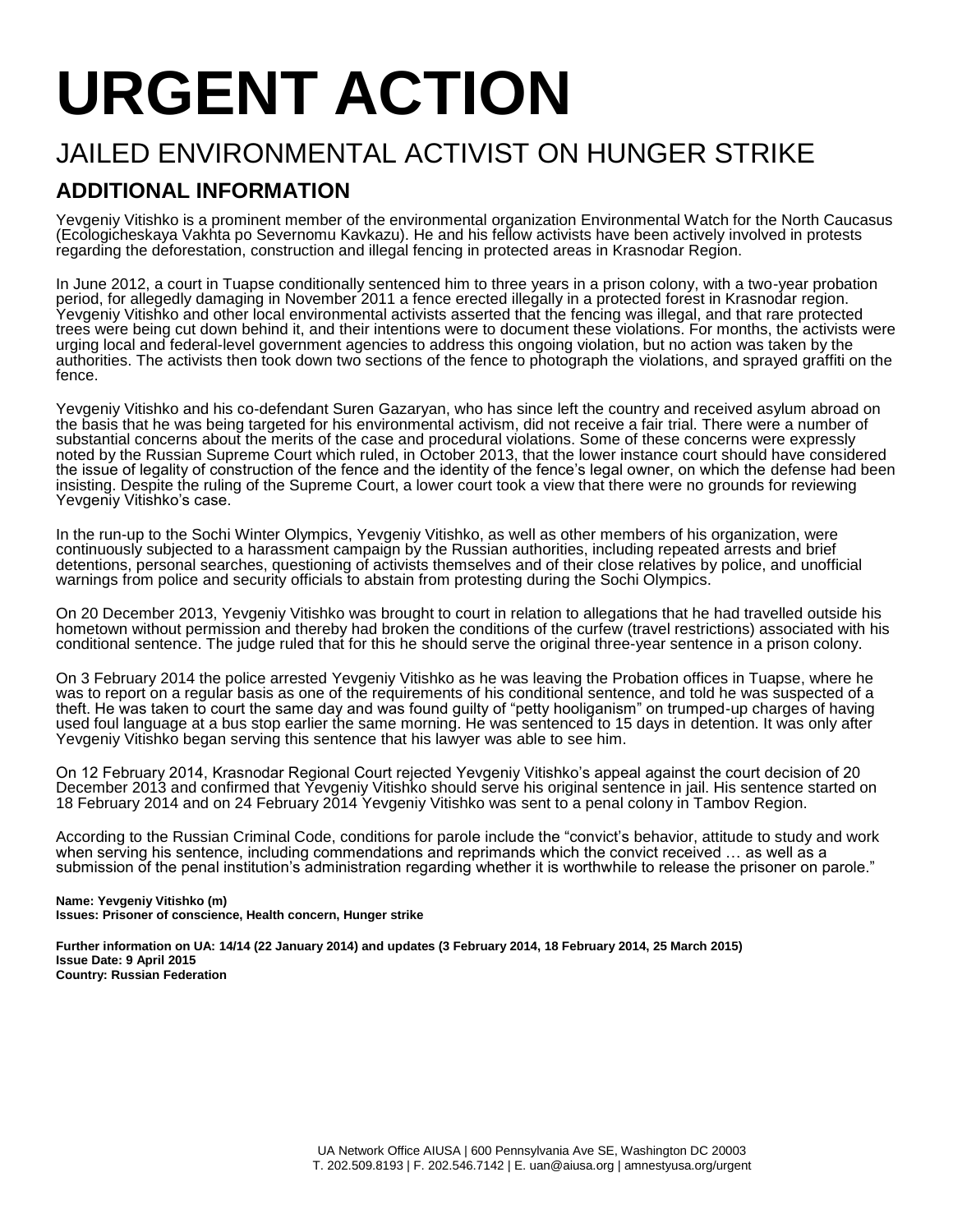# URGENT ACTION

## JAILED ENVIRONMENTAL ACTIVIST ON HUNGER STRIKE

### ADDITIONAL INFORMATION

Yevgeniy Vitishko is a prominent member of the environmental organization Environmental Watch for the North Caucasus (Ecologicheskaya Vakhta po Severnomu Kavkazu). He and his fellow activists have been actively involved in protests regarding the deforestation, construction and illegal fencing in protected areas in Krasnodar Region.

In June 2012, a court in Tuapse conditionally sentenced him to three years in a prison colony, with a two-year probation period, for allegedly damaging in November 2011 a fence erected illegally in a protected forest in Krasnodar region. Yevgeniy Vitishko and other local environmental activists asserted that the fencing was illegal, and that rare protected trees were being cut down behind it, and their intentions were to document these violations. For months, the activists were urging local and federal-level government agencies to address this ongoing violation, but no action was taken by the authorities. The activists then took down two sections of the fence to photograph the violations, and sprayed graffiti on the fence.

Yevgeniy Vitishko and his co-defendant Suren Gazaryan, who has since left the country and received asylum abroad on the basis that he was being targeted for his environmental activism, did not receive a fair trial. There were a number of substantial concerns about the merits of the case and procedural violations. Some of these concerns were expressly noted by the Russian Supreme Court which ruled, in October 2013, that the lower instance court should have considered the issue of legality of construction of the fence and the identity of the fence's legal owner, on which the defense had been insisting. Despite the ruling of the Supreme Court, a lower court took a view that there were no grounds for reviewing Yevgeniy Vitishko's case.

In the run-up to the Sochi Winter Olympics, Yevgeniy Vitishko, as well as other members of his organization, were continuously subjected to a harassment campaign by the Russian authorities, including repeated arrests and brief detentions, personal searches, questioning of activists themselves and of their close relatives by police, and unofficial warnings from police and security officials to abstain from protesting during the Sochi Olympics.

On 20 December 2013, Yevgeniy Vitishko was brought to court in relation to allegations that he had travelled outside his hometown without permission and thereby had broken the conditions of the curfew (travel restrictions) associated with his conditional sentence. The judge ruled that for this he should serve the original three-year sentence in a prison colony.

On 3 February 2014 the police arrested Yevgeniy Vitishko as he was leaving the Probation offices in Tuapse, where he was to report on a regular basis as one of the requirements of his conditional sentence, and told he was suspected of a theft. He was taken to court the same day and was found guilty of "petty hooliganism" on trumped-up charges of having used foul language at a bus stop earlier the same morning. He was sentenced to 15 days in detention. It was only after Yevgeniy Vitishko began serving this sentence that his lawyer was able to see him.

On 12 February 2014, Krasnodar Regional Court rejected Yevgeniy Vitishko's appeal against the court decision of 20 December 2013 and confirmed that Yevgeniy Vitishko should serve his original sentence in jail. His sentence started on 18 February 2014 and on 24 February 2014 Yevgeniy Vitishko was sent to a penal colony in Tambov Region.

According to the Russian Criminal Code, conditions for parole include the "convict's behavior, attitude to study and work when serving his sentence, including commendations and reprimands which the convict received … as well as a submission of the penal institution's administration regarding whether it is worthwhile to release the prisoner on parole."

**Name: Yevgeniy Vitishko (m)**
**Issues: Prisoner of conscience, Health concern, Hunger strike**

**Further information on UA: 14/14 (22 January 2014) and updates (3 February 2014, 18 February 2014, 25 March 2015)**
**Issue Date: 9 April 2015**
**Country: Russian Federation**

UA Network Office AIUSA | 600 Pennsylvania Ave SE, Washington DC 20003
T. 202.509.8193 | F. 202.546.7142 | E. uan@aiusa.org | amnestyusa.org/urgent